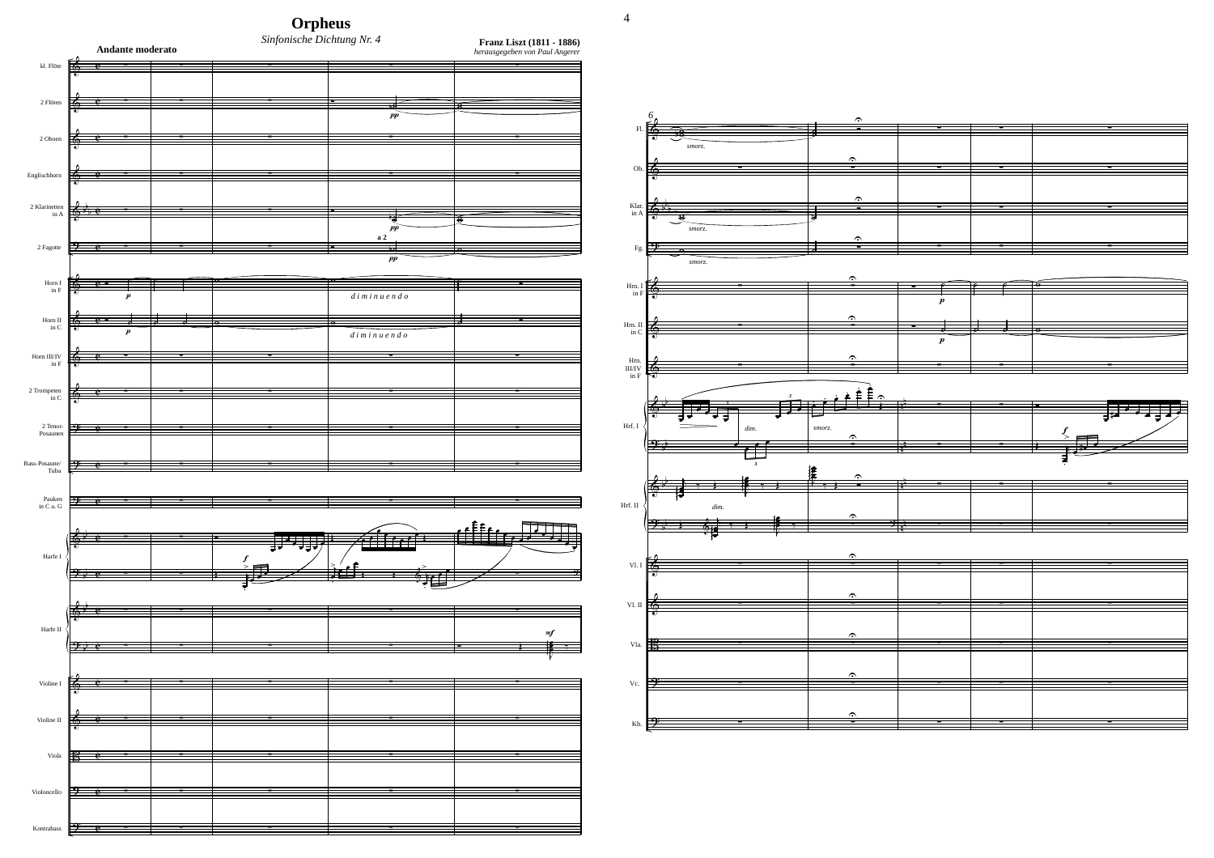# Orpheus

*Sinfonische Dichtung Nr. 4*

**Franz Liszt (1811 - 1886)**

*herausgegeben von Paul Angerer*

**Andante moderato**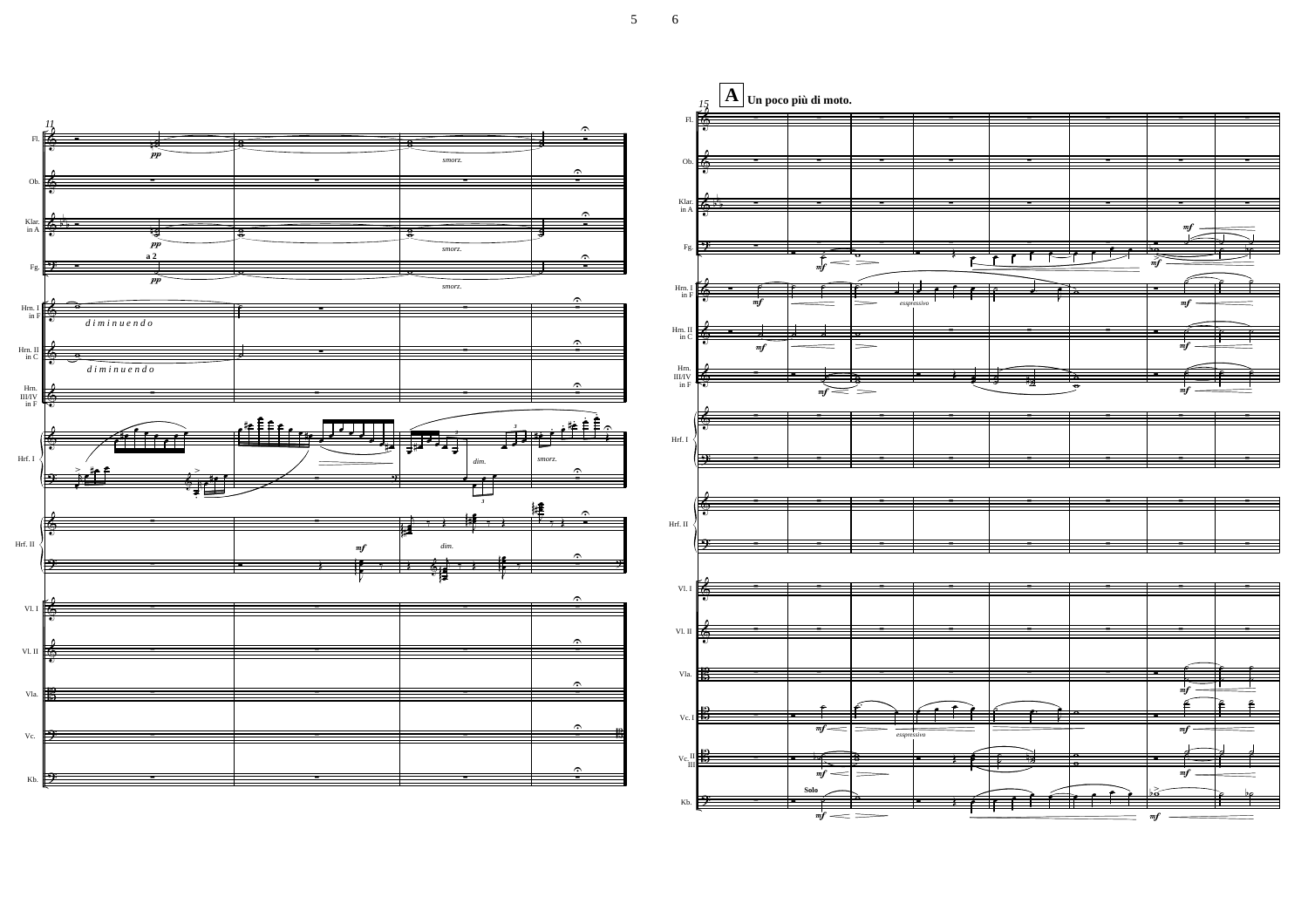**A** **Un poco più di moto.**